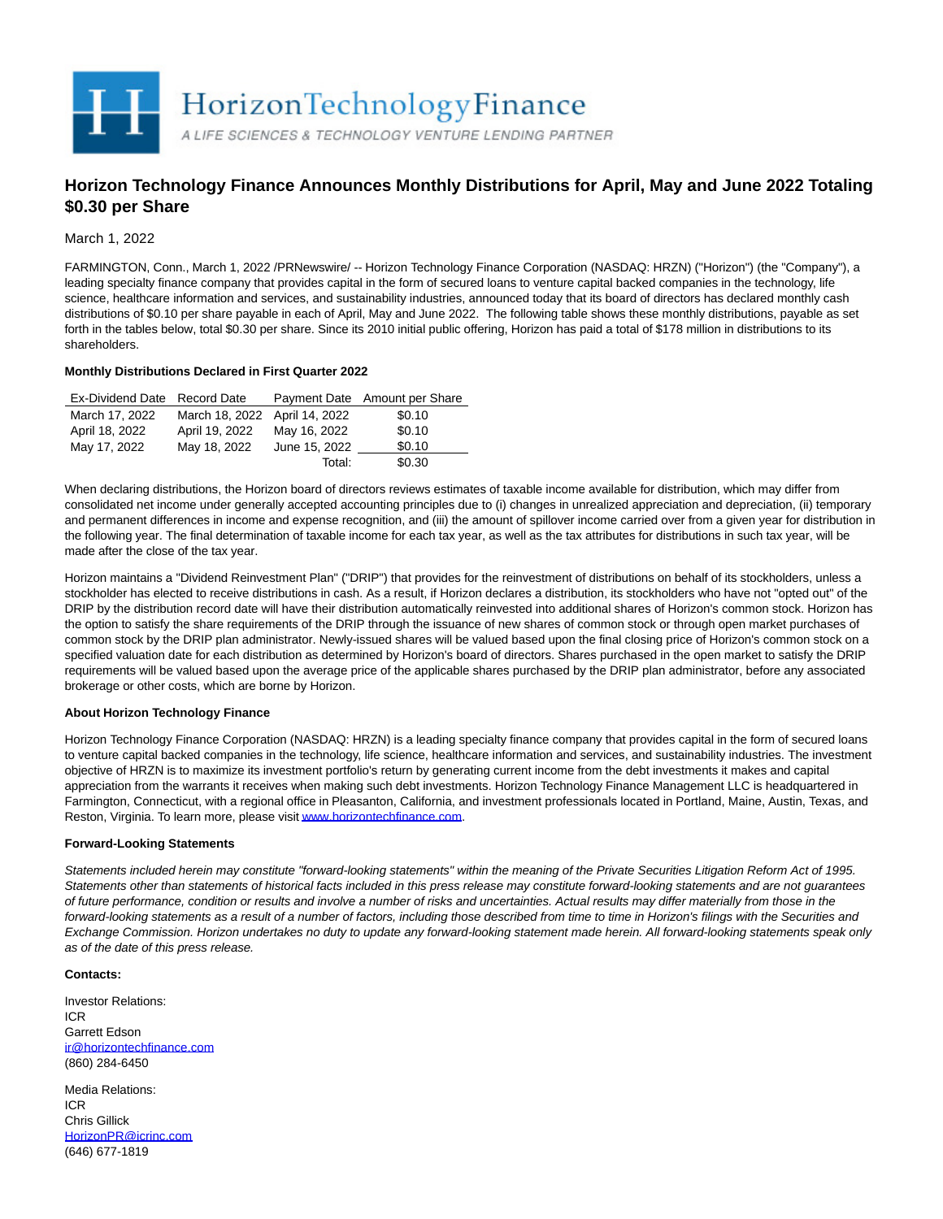# Horizon Technology Finance Announces Monthly Distributions for April, May and June 2022 Totaling $0.30 per Share

March 1, 2022

FARMINGTON, Conn., March 1, 2022 /PRNewswire/ -- Horizon Technology Finance Corporation (NASDAQ: HRZN) ("Horizon") (the "Company"), a leading specialty finance company that provides capital in the form of secured loans to venture capital backed companies in the technology, life science, healthcare information and services, and sustainability industries, announced today that its board of directors has declared monthly cash distributions of $0.10 per share payable in each of April, May and June 2022. The following table shows these monthly distributions, payable as set forth in the tables below, total $0.30 per share. Since its 2010 initial public offering, Horizon has paid a total of $178 million in distributions to its shareholders.

**Monthly Distributions Declared in First Quarter 2022**

| Ex-Dividend Date | Record Date | Payment Date | Amount per Share |
|---|---|---|---|
| March 17, 2022 | March 18, 2022 | April 14, 2022 | $0.10 |
| April 18, 2022 | April 19, 2022 | May 16, 2022 | $0.10 |
| May 17, 2022 | May 18, 2022 | June 15, 2022 | $0.10 |
| | | Total: | $0.30 |

When declaring distributions, the Horizon board of directors reviews estimates of taxable income available for distribution, which may differ from consolidated net income under generally accepted accounting principles due to (i) changes in unrealized appreciation and depreciation, (ii) temporary and permanent differences in income and expense recognition, and (iii) the amount of spillover income carried over from a given year for distribution in the following year. The final determination of taxable income for each tax year, as well as the tax attributes for distributions in such tax year, will be made after the close of the tax year.

Horizon maintains a "Dividend Reinvestment Plan" ("DRIP") that provides for the reinvestment of distributions on behalf of its stockholders, unless a stockholder has elected to receive distributions in cash. As a result, if Horizon declares a distribution, its stockholders who have not "opted out" of the DRIP by the distribution record date will have their distribution automatically reinvested into additional shares of Horizon's common stock. Horizon has the option to satisfy the share requirements of the DRIP through the issuance of new shares of common stock or through open market purchases of common stock by the DRIP plan administrator. Newly-issued shares will be valued based upon the final closing price of Horizon's common stock on a specified valuation date for each distribution as determined by Horizon's board of directors. Shares purchased in the open market to satisfy the DRIP requirements will be valued based upon the average price of the applicable shares purchased by the DRIP plan administrator, before any associated brokerage or other costs, which are borne by Horizon.

**About Horizon Technology Finance**

Horizon Technology Finance Corporation (NASDAQ: HRZN) is a leading specialty finance company that provides capital in the form of secured loans to venture capital backed companies in the technology, life science, healthcare information and services, and sustainability industries. The investment objective of HRZN is to maximize its investment portfolio's return by generating current income from the debt investments it makes and capital appreciation from the warrants it receives when making such debt investments. Horizon Technology Finance Management LLC is headquartered in Farmington, Connecticut, with a regional office in Pleasanton, California, and investment professionals located in Portland, Maine, Austin, Texas, and Reston, Virginia. To learn more, please visit www.horizontechfinance.com.

**Forward-Looking Statements**

*Statements included herein may constitute "forward-looking statements" within the meaning of the Private Securities Litigation Reform Act of 1995. Statements other than statements of historical facts included in this press release may constitute forward-looking statements and are not guarantees of future performance, condition or results and involve a number of risks and uncertainties. Actual results may differ materially from those in the forward-looking statements as a result of a number of factors, including those described from time to time in Horizon's filings with the Securities and Exchange Commission. Horizon undertakes no duty to update any forward-looking statement made herein. All forward-looking statements speak only as of the date of this press release.*

**Contacts:**

Investor Relations:
ICR
Garrett Edson
ir@horizontechfinance.com
(860) 284-6450

Media Relations:
ICR
Chris Gillick
HorizonPR@icrinc.com
(646) 677-1819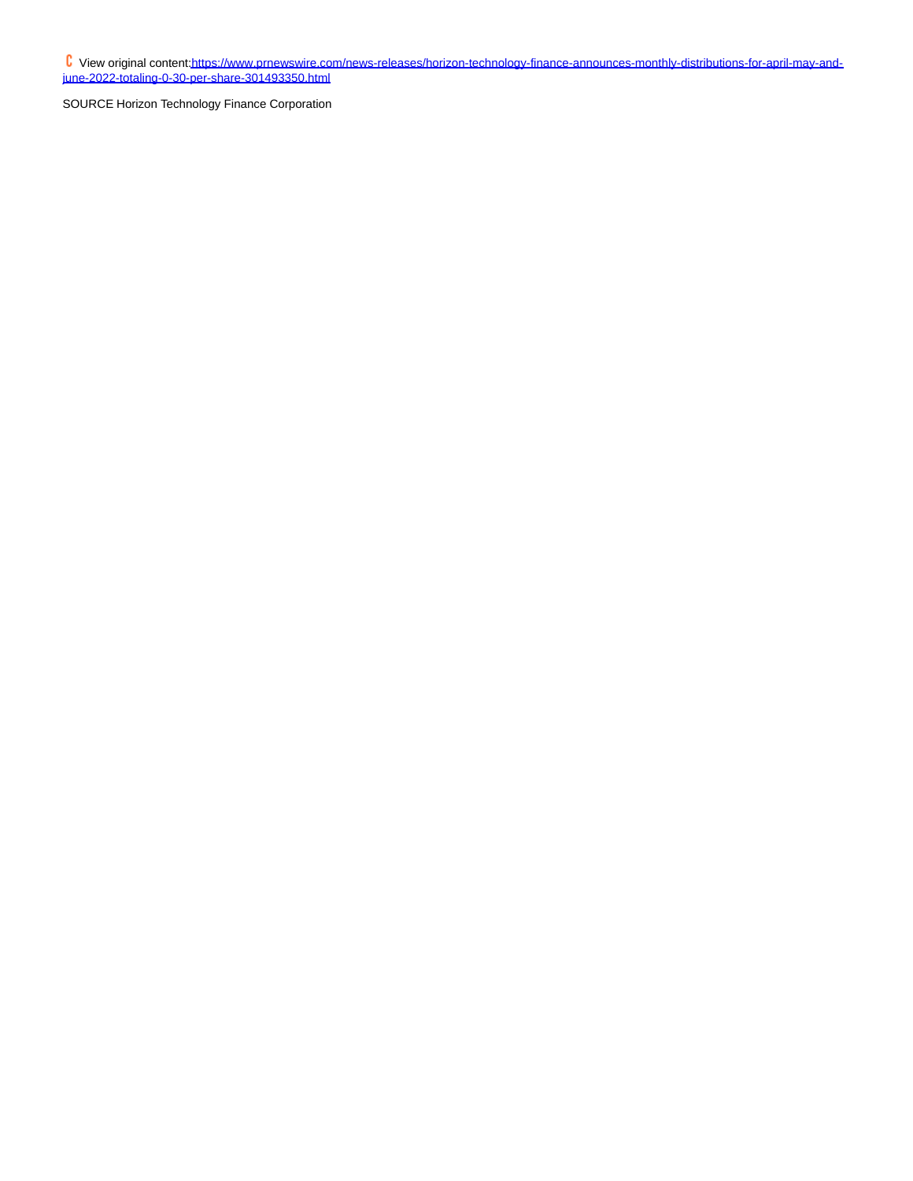View original content:[https://www.prnewswire.com/news-releases/horizon-technology-finance-announces-monthly-distributions-for-april-may-and-june-2022-totaling-0-30-per-share-301493350.html](https://www.prnewswire.com/news-releases/horizon-technology-finance-announces-monthly-distributions-for-april-may-and-june-2022-totaling-0-30-per-share-301493350.html)

SOURCE Horizon Technology Finance Corporation